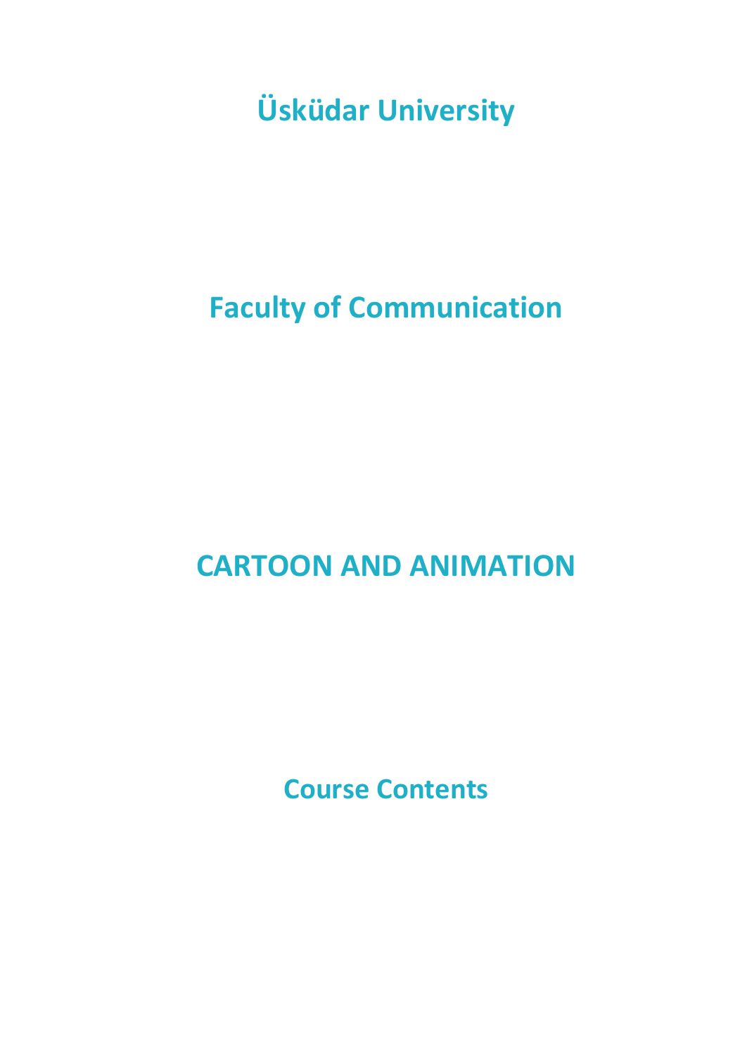# Üsküdar University

## Faculty of Communication

# CARTOON AND ANIMATION

## Course Contents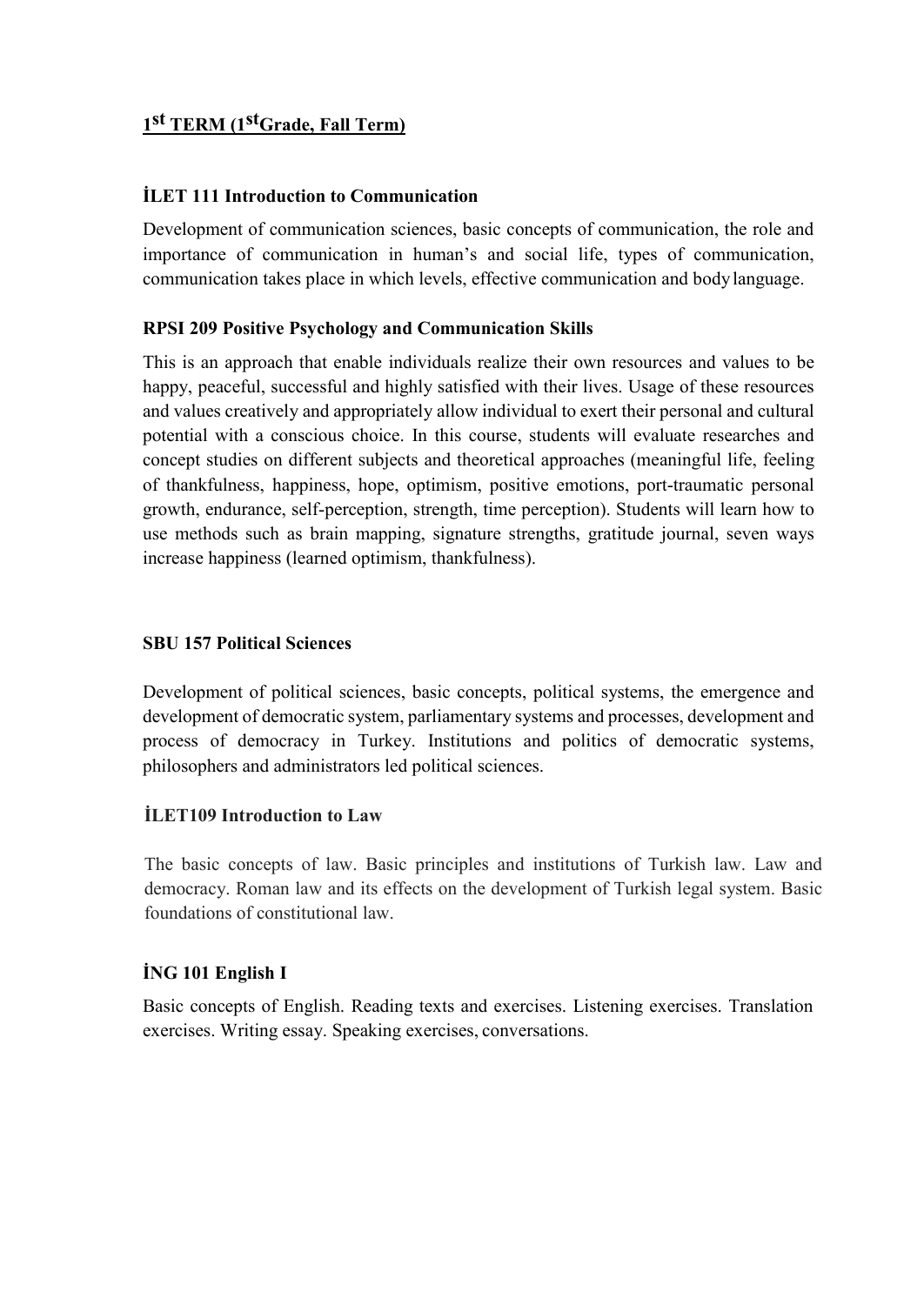## 1st TERM (1stGrade, Fall Term)

### İLET 111 Introduction to Communication

Development of communication sciences, basic concepts of communication, the role and importance of communication in human's and social life, types of communication, communication takes place in which levels, effective communication and body language.

### RPSI 209 Positive Psychology and Communication Skills

This is an approach that enable individuals realize their own resources and values to be happy, peaceful, successful and highly satisfied with their lives. Usage of these resources and values creatively and appropriately allow individual to exert their personal and cultural potential with a conscious choice. In this course, students will evaluate researches and concept studies on different subjects and theoretical approaches (meaningful life, feeling of thankfulness, happiness, hope, optimism, positive emotions, port-traumatic personal growth, endurance, self-perception, strength, time perception). Students will learn how to use methods such as brain mapping, signature strengths, gratitude journal, seven ways increase happiness (learned optimism, thankfulness).

### SBU 157 Political Sciences

Development of political sciences, basic concepts, political systems, the emergence and development of democratic system, parliamentary systems and processes, development and process of democracy in Turkey. Institutions and politics of democratic systems, philosophers and administrators led political sciences.

### İLET109 Introduction to Law

The basic concepts of law. Basic principles and institutions of Turkish law. Law and democracy. Roman law and its effects on the development of Turkish legal system. Basic foundations of constitutional law.

### İNG 101 English I

Basic concepts of English. Reading texts and exercises. Listening exercises. Translation exercises. Writing essay. Speaking exercises, conversations.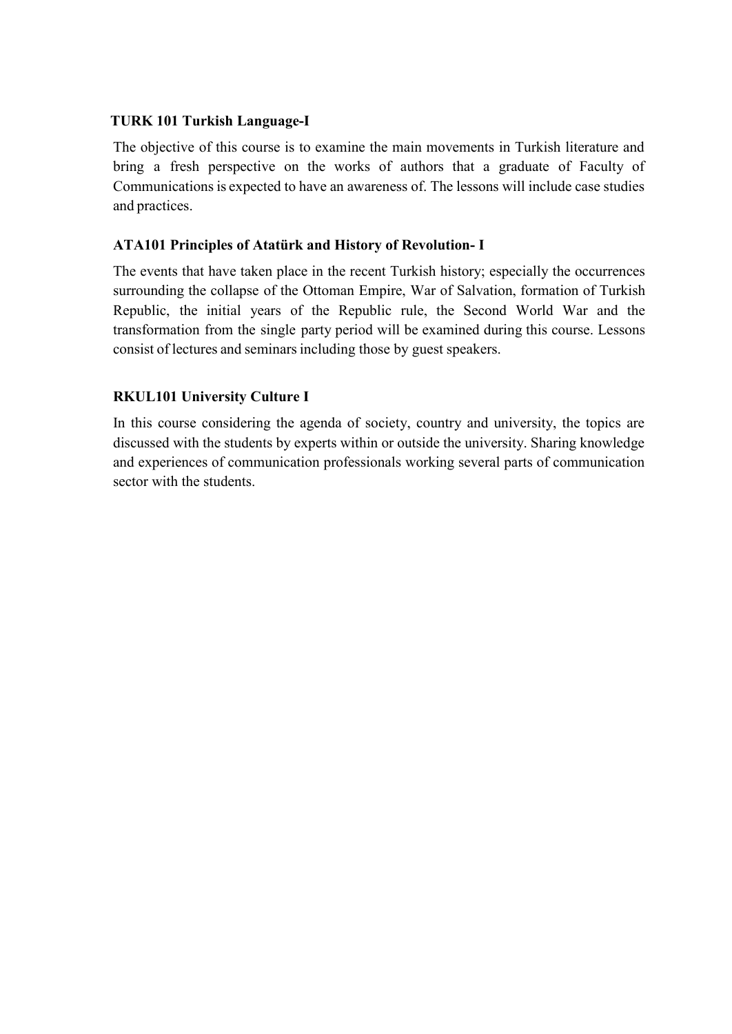### TURK 101 Turkish Language-I

The objective of this course is to examine the main movements in Turkish literature and bring a fresh perspective on the works of authors that a graduate of Faculty of Communications is expected to have an awareness of. The lessons will include case studies and practices.

### ATA101 Principles of Atatürk and History of Revolution- I

The events that have taken place in the recent Turkish history; especially the occurrences surrounding the collapse of the Ottoman Empire, War of Salvation, formation of Turkish Republic, the initial years of the Republic rule, the Second World War and the transformation from the single party period will be examined during this course. Lessons consist of lectures and seminars including those by guest speakers.

### RKUL101 University Culture I

In this course considering the agenda of society, country and university, the topics are discussed with the students by experts within or outside the university. Sharing knowledge and experiences of communication professionals working several parts of communication sector with the students.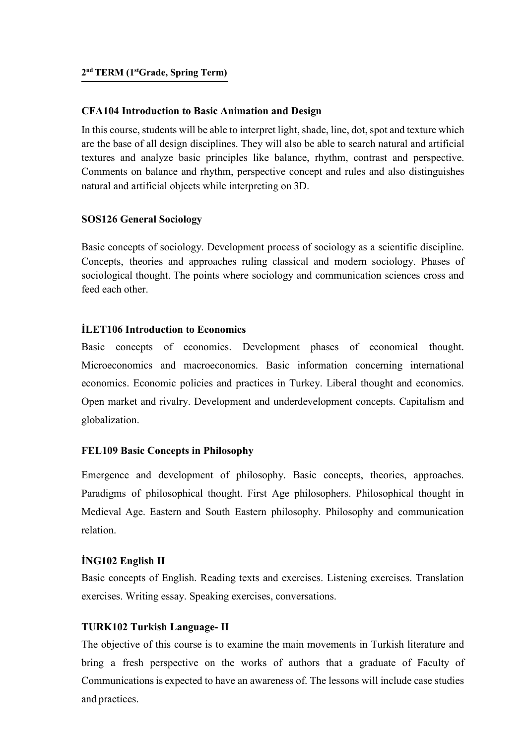**2nd TERM (1stGrade, Spring Term)**

**CFA104 Introduction to Basic Animation and Design**

In this course, students will be able to interpret light, shade, line, dot, spot and texture which are the base of all design disciplines. They will also be able to search natural and artificial textures and analyze basic principles like balance, rhythm, contrast and perspective. Comments on balance and rhythm, perspective concept and rules and also distinguishes natural and artificial objects while interpreting on 3D.

**SOS126 General Sociology**

Basic concepts of sociology. Development process of sociology as a scientific discipline. Concepts, theories and approaches ruling classical and modern sociology. Phases of sociological thought. The points where sociology and communication sciences cross and feed each other.

**İLET106 Introduction to Economics**

Basic concepts of economics. Development phases of economical thought. Microeconomics and macroeconomics. Basic information concerning international economics. Economic policies and practices in Turkey. Liberal thought and economics. Open market and rivalry. Development and underdevelopment concepts. Capitalism and globalization.

**FEL109 Basic Concepts in Philosophy**

Emergence and development of philosophy. Basic concepts, theories, approaches. Paradigms of philosophical thought. First Age philosophers. Philosophical thought in Medieval Age. Eastern and South Eastern philosophy. Philosophy and communication relation.

**İNG102 English II**

Basic concepts of English. Reading texts and exercises. Listening exercises. Translation exercises. Writing essay. Speaking exercises, conversations.

**TURK102 Turkish Language- II**

The objective of this course is to examine the main movements in Turkish literature and bring a fresh perspective on the works of authors that a graduate of Faculty of Communications is expected to have an awareness of. The lessons will include case studies and practices.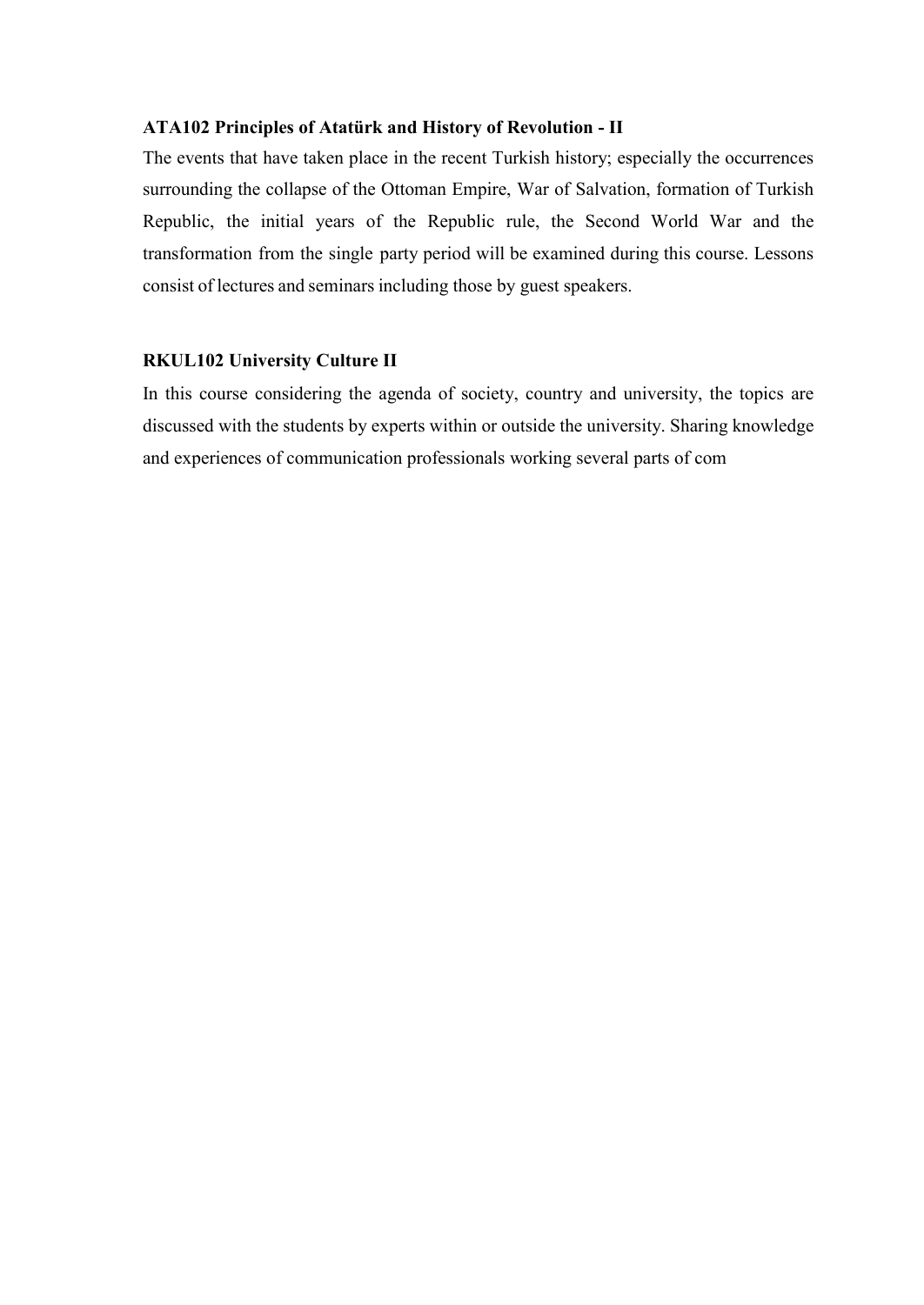**ATA102 Principles of Atatürk and History of Revolution - II**

The events that have taken place in the recent Turkish history; especially the occurrences surrounding the collapse of the Ottoman Empire, War of Salvation, formation of Turkish Republic, the initial years of the Republic rule, the Second World War and the transformation from the single party period will be examined during this course. Lessons consist of lectures and seminars including those by guest speakers.

**RKUL102 University Culture II**

In this course considering the agenda of society, country and university, the topics are discussed with the students by experts within or outside the university. Sharing knowledge and experiences of communication professionals working several parts of com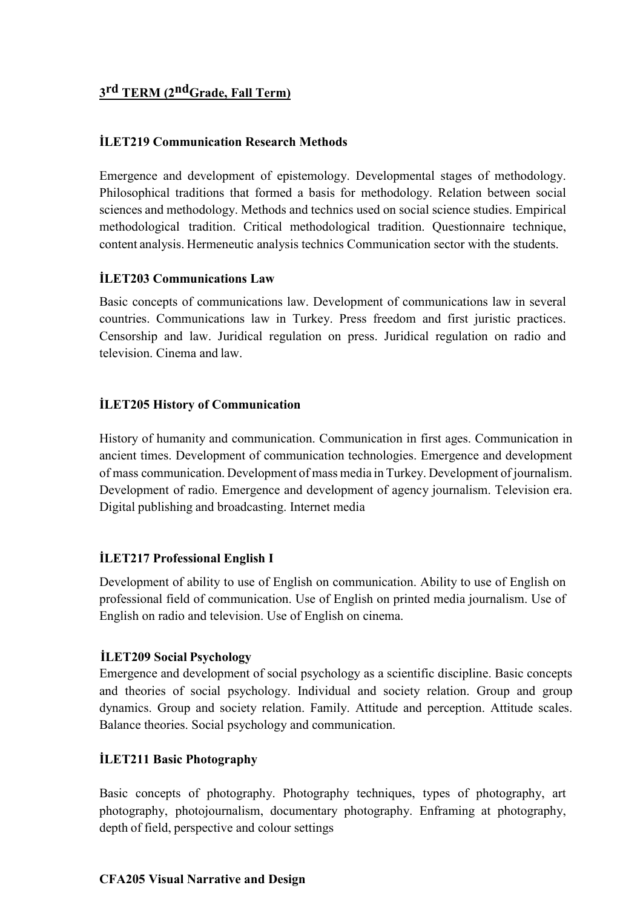## 3rd TERM (2nd Grade, Fall Term)

### İLET219 Communication Research Methods

Emergence and development of epistemology. Developmental stages of methodology. Philosophical traditions that formed a basis for methodology. Relation between social sciences and methodology. Methods and technics used on social science studies. Empirical methodological tradition. Critical methodological tradition. Questionnaire technique, content analysis. Hermeneutic analysis technics Communication sector with the students.

### İLET203 Communications Law

Basic concepts of communications law. Development of communications law in several countries. Communications law in Turkey. Press freedom and first juristic practices. Censorship and law. Juridical regulation on press. Juridical regulation on radio and television. Cinema and law.

### İLET205 History of Communication

History of humanity and communication. Communication in first ages. Communication in ancient times. Development of communication technologies. Emergence and development of mass communication. Development of mass media in Turkey. Development of journalism. Development of radio. Emergence and development of agency journalism. Television era. Digital publishing and broadcasting. Internet media

### İLET217 Professional English I

Development of ability to use of English on communication. Ability to use of English on professional field of communication. Use of English on printed media journalism. Use of English on radio and television. Use of English on cinema.

### İLET209 Social Psychology

Emergence and development of social psychology as a scientific discipline. Basic concepts and theories of social psychology. Individual and society relation. Group and group dynamics. Group and society relation. Family. Attitude and perception. Attitude scales. Balance theories. Social psychology and communication.

### İLET211 Basic Photography

Basic concepts of photography. Photography techniques, types of photography, art photography, photojournalism, documentary photography. Enframing at photography, depth of field, perspective and colour settings

### CFA205 Visual Narrative and Design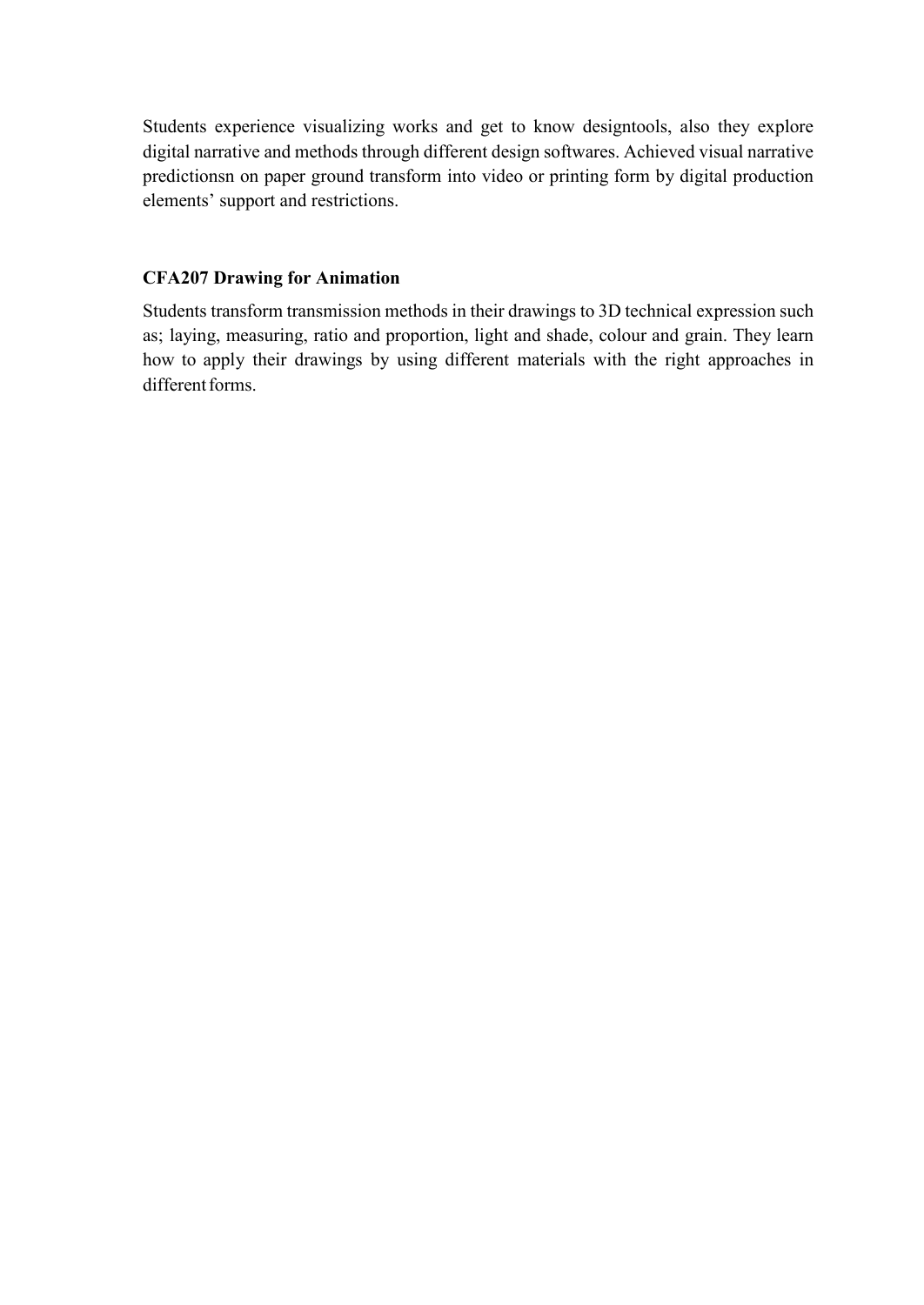Students experience visualizing works and get to know designtools, also they explore digital narrative and methods through different design softwares. Achieved visual narrative predictionsn on paper ground transform into video or printing form by digital production elements' support and restrictions.

**CFA207 Drawing for Animation**

Students transform transmission methods in their drawings to 3D technical expression such as; laying, measuring, ratio and proportion, light and shade, colour and grain. They learn how to apply their drawings by using different materials with the right approaches in different forms.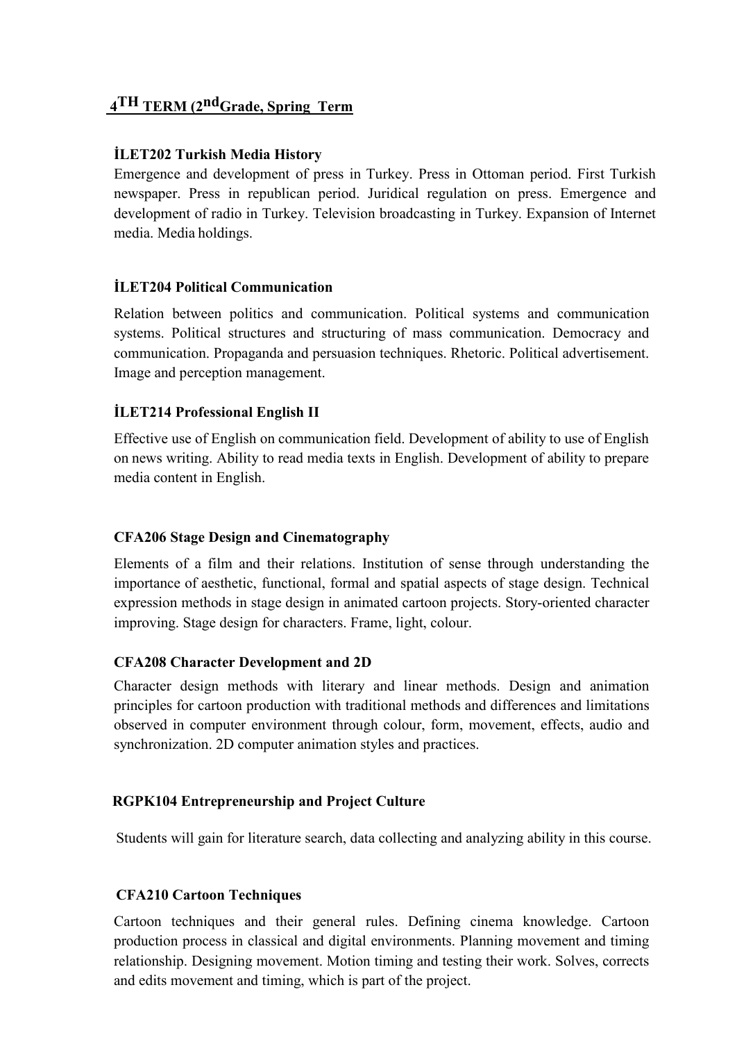## 4TH TERM (2ndGrade, Spring Term

### İLET202 Turkish Media History

Emergence and development of press in Turkey. Press in Ottoman period. First Turkish newspaper. Press in republican period. Juridical regulation on press. Emergence and development of radio in Turkey. Television broadcasting in Turkey. Expansion of Internet media. Media holdings.

### İLET204 Political Communication

Relation between politics and communication. Political systems and communication systems. Political structures and structuring of mass communication. Democracy and communication. Propaganda and persuasion techniques. Rhetoric. Political advertisement. Image and perception management.

### İLET214 Professional English II

Effective use of English on communication field. Development of ability to use of English on news writing. Ability to read media texts in English. Development of ability to prepare media content in English.

### CFA206 Stage Design and Cinematography

Elements of a film and their relations. Institution of sense through understanding the importance of aesthetic, functional, formal and spatial aspects of stage design. Technical expression methods in stage design in animated cartoon projects. Story-oriented character improving. Stage design for characters. Frame, light, colour.

### CFA208 Character Development and 2D

Character design methods with literary and linear methods. Design and animation principles for cartoon production with traditional methods and differences and limitations observed in computer environment through colour, form, movement, effects, audio and synchronization. 2D computer animation styles and practices.

### RGPK104 Entrepreneurship and Project Culture

Students will gain for literature search, data collecting and analyzing ability in this course.

### CFA210 Cartoon Techniques

Cartoon techniques and their general rules. Defining cinema knowledge. Cartoon production process in classical and digital environments. Planning movement and timing relationship. Designing movement. Motion timing and testing their work. Solves, corrects and edits movement and timing, which is part of the project.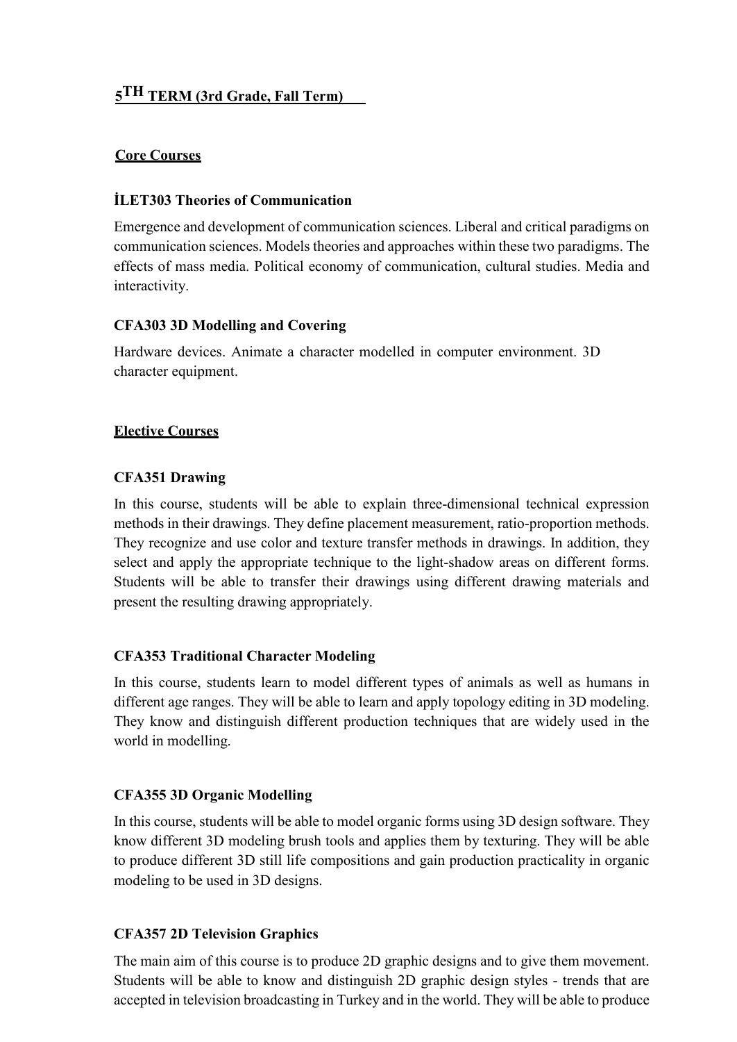## 5TH TERM (3rd Grade, Fall Term)

### Core Courses

**İLET303 Theories of Communication**

Emergence and development of communication sciences. Liberal and critical paradigms on communication sciences. Models theories and approaches within these two paradigms. The effects of mass media. Political economy of communication, cultural studies. Media and interactivity.

**CFA303 3D Modelling and Covering**

Hardware devices. Animate a character modelled in computer environment. 3D character equipment.

### Elective Courses

**CFA351 Drawing**

In this course, students will be able to explain three-dimensional technical expression methods in their drawings. They define placement measurement, ratio-proportion methods. They recognize and use color and texture transfer methods in drawings. In addition, they select and apply the appropriate technique to the light-shadow areas on different forms. Students will be able to transfer their drawings using different drawing materials and present the resulting drawing appropriately.

**CFA353 Traditional Character Modeling**

In this course, students learn to model different types of animals as well as humans in different age ranges. They will be able to learn and apply topology editing in 3D modeling. They know and distinguish different production techniques that are widely used in the world in modelling.

**CFA355 3D Organic Modelling**

In this course, students will be able to model organic forms using 3D design software. They know different 3D modeling brush tools and applies them by texturing. They will be able to produce different 3D still life compositions and gain production practicality in organic modeling to be used in 3D designs.

**CFA357 2D Television Graphics**

The main aim of this course is to produce 2D graphic designs and to give them movement. Students will be able to know and distinguish 2D graphic design styles - trends that are accepted in television broadcasting in Turkey and in the world. They will be able to produce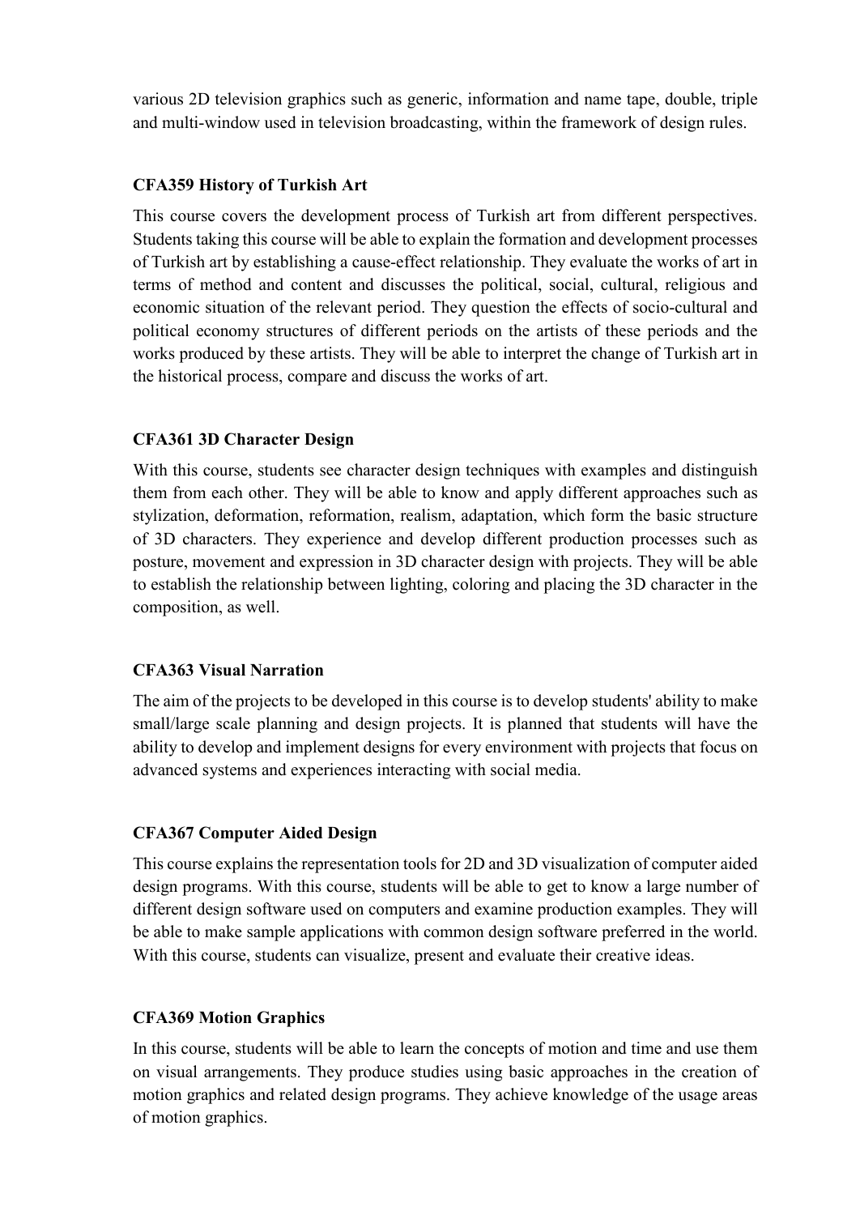various 2D television graphics such as generic, information and name tape, double, triple and multi-window used in television broadcasting, within the framework of design rules.

**CFA359 History of Turkish Art**

This course covers the development process of Turkish art from different perspectives. Students taking this course will be able to explain the formation and development processes of Turkish art by establishing a cause-effect relationship. They evaluate the works of art in terms of method and content and discusses the political, social, cultural, religious and economic situation of the relevant period. They question the effects of socio-cultural and political economy structures of different periods on the artists of these periods and the works produced by these artists. They will be able to interpret the change of Turkish art in the historical process, compare and discuss the works of art.

**CFA361 3D Character Design**

With this course, students see character design techniques with examples and distinguish them from each other. They will be able to know and apply different approaches such as stylization, deformation, reformation, realism, adaptation, which form the basic structure of 3D characters. They experience and develop different production processes such as posture, movement and expression in 3D character design with projects. They will be able to establish the relationship between lighting, coloring and placing the 3D character in the composition, as well.

**CFA363 Visual Narration**

The aim of the projects to be developed in this course is to develop students' ability to make small/large scale planning and design projects. It is planned that students will have the ability to develop and implement designs for every environment with projects that focus on advanced systems and experiences interacting with social media.

**CFA367 Computer Aided Design**

This course explains the representation tools for 2D and 3D visualization of computer aided design programs. With this course, students will be able to get to know a large number of different design software used on computers and examine production examples. They will be able to make sample applications with common design software preferred in the world. With this course, students can visualize, present and evaluate their creative ideas.

**CFA369 Motion Graphics**

In this course, students will be able to learn the concepts of motion and time and use them on visual arrangements. They produce studies using basic approaches in the creation of motion graphics and related design programs. They achieve knowledge of the usage areas of motion graphics.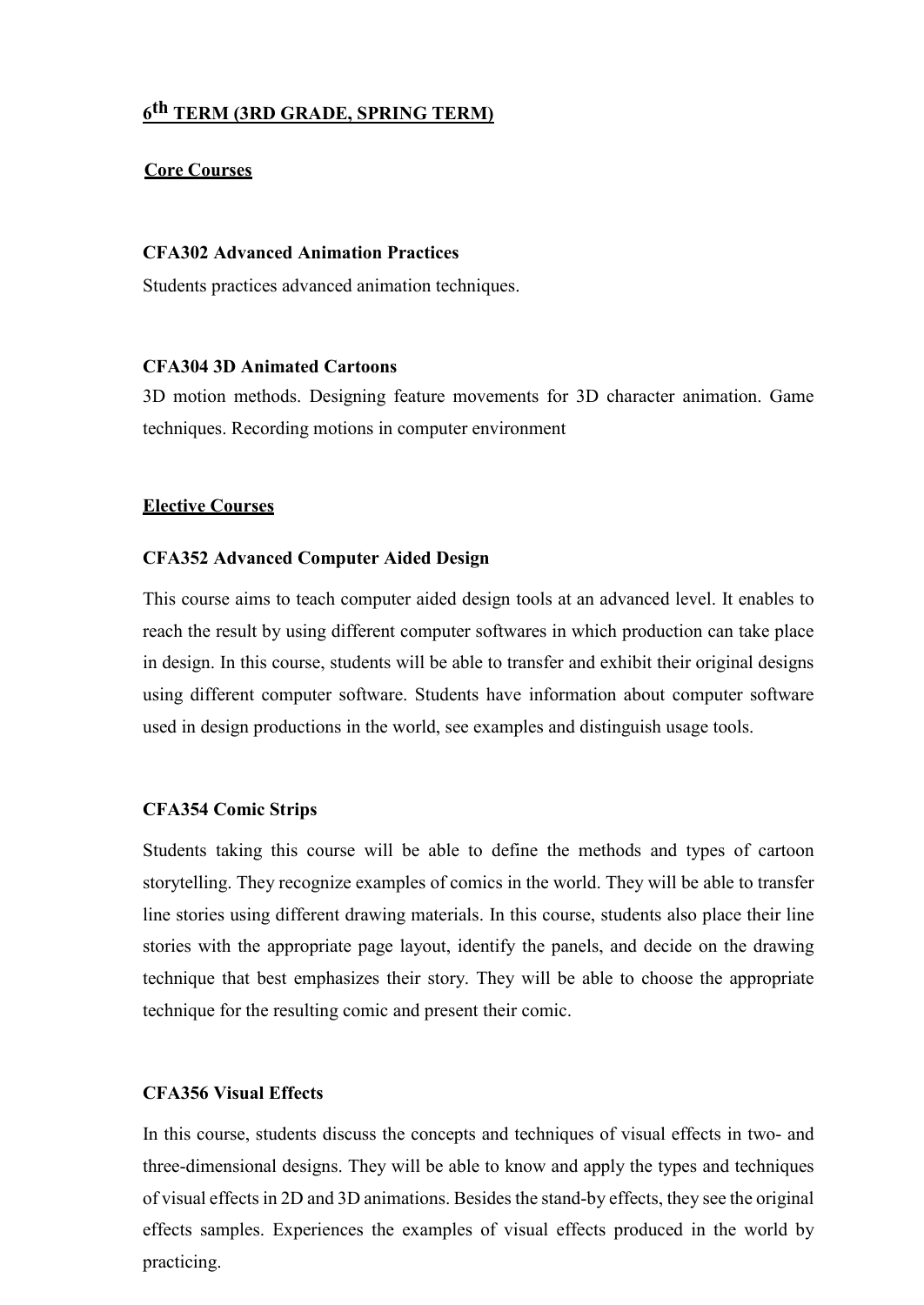## 6th TERM (3RD GRADE, SPRING TERM)

### Core Courses

**CFA302 Advanced Animation Practices**

Students practices advanced animation techniques.

**CFA304 3D Animated Cartoons**

3D motion methods. Designing feature movements for 3D character animation. Game techniques. Recording motions in computer environment

### Elective Courses

**CFA352 Advanced Computer Aided Design**

This course aims to teach computer aided design tools at an advanced level. It enables to reach the result by using different computer softwares in which production can take place in design. In this course, students will be able to transfer and exhibit their original designs using different computer software. Students have information about computer software used in design productions in the world, see examples and distinguish usage tools.

**CFA354 Comic Strips**

Students taking this course will be able to define the methods and types of cartoon storytelling. They recognize examples of comics in the world. They will be able to transfer line stories using different drawing materials. In this course, students also place their line stories with the appropriate page layout, identify the panels, and decide on the drawing technique that best emphasizes their story. They will be able to choose the appropriate technique for the resulting comic and present their comic.

**CFA356 Visual Effects**

In this course, students discuss the concepts and techniques of visual effects in two- and three-dimensional designs. They will be able to know and apply the types and techniques of visual effects in 2D and 3D animations. Besides the stand-by effects, they see the original effects samples. Experiences the examples of visual effects produced in the world by practicing.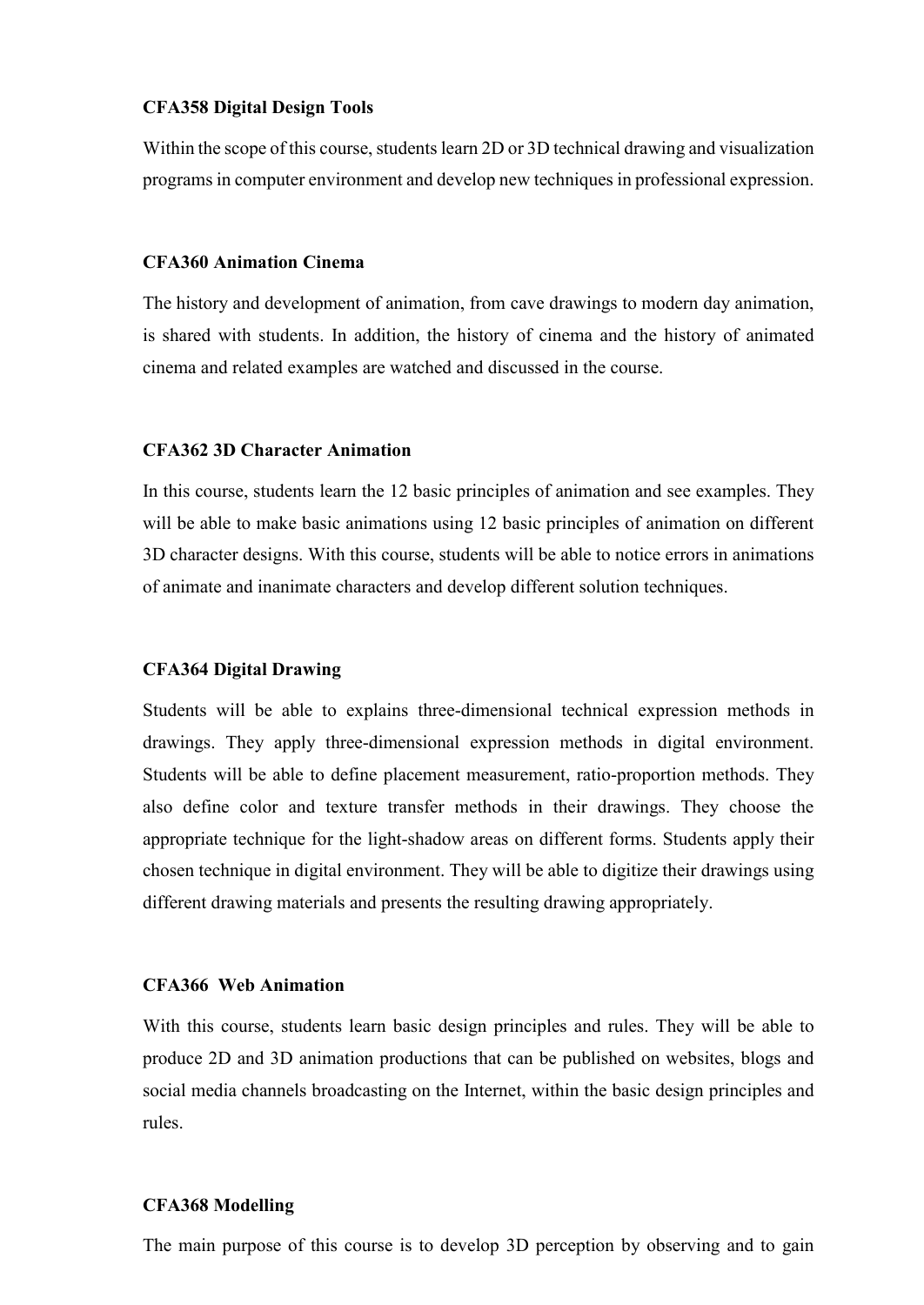**CFA358 Digital Design Tools**

Within the scope of this course, students learn 2D or 3D technical drawing and visualization programs in computer environment and develop new techniques in professional expression.

**CFA360 Animation Cinema**

The history and development of animation, from cave drawings to modern day animation, is shared with students. In addition, the history of cinema and the history of animated cinema and related examples are watched and discussed in the course.

**CFA362 3D Character Animation**

In this course, students learn the 12 basic principles of animation and see examples. They will be able to make basic animations using 12 basic principles of animation on different 3D character designs. With this course, students will be able to notice errors in animations of animate and inanimate characters and develop different solution techniques.

**CFA364 Digital Drawing**

Students will be able to explains three-dimensional technical expression methods in drawings. They apply three-dimensional expression methods in digital environment. Students will be able to define placement measurement, ratio-proportion methods. They also define color and texture transfer methods in their drawings. They choose the appropriate technique for the light-shadow areas on different forms. Students apply their chosen technique in digital environment. They will be able to digitize their drawings using different drawing materials and presents the resulting drawing appropriately.

**CFA366 Web Animation**

With this course, students learn basic design principles and rules. They will be able to produce 2D and 3D animation productions that can be published on websites, blogs and social media channels broadcasting on the Internet, within the basic design principles and rules.

**CFA368 Modelling**

The main purpose of this course is to develop 3D perception by observing and to gain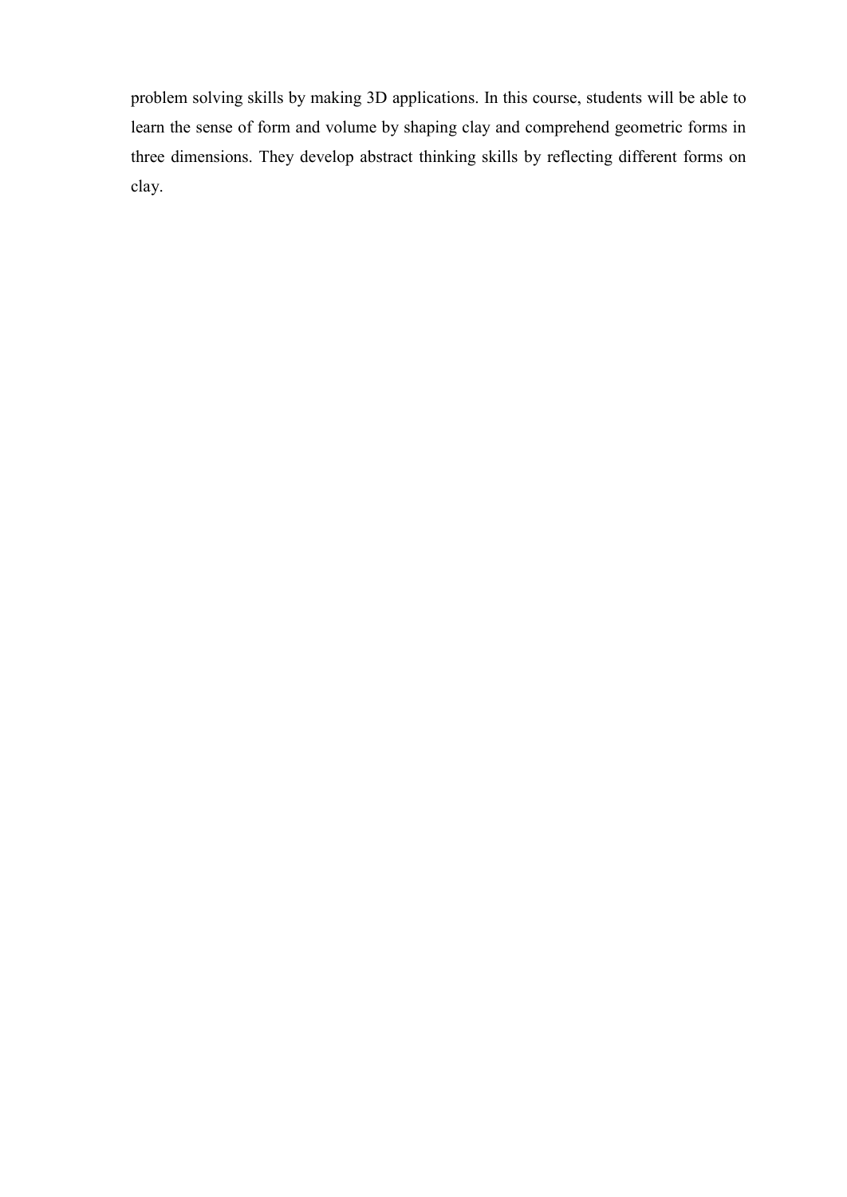problem solving skills by making 3D applications. In this course, students will be able to learn the sense of form and volume by shaping clay and comprehend geometric forms in three dimensions. They develop abstract thinking skills by reflecting different forms on clay.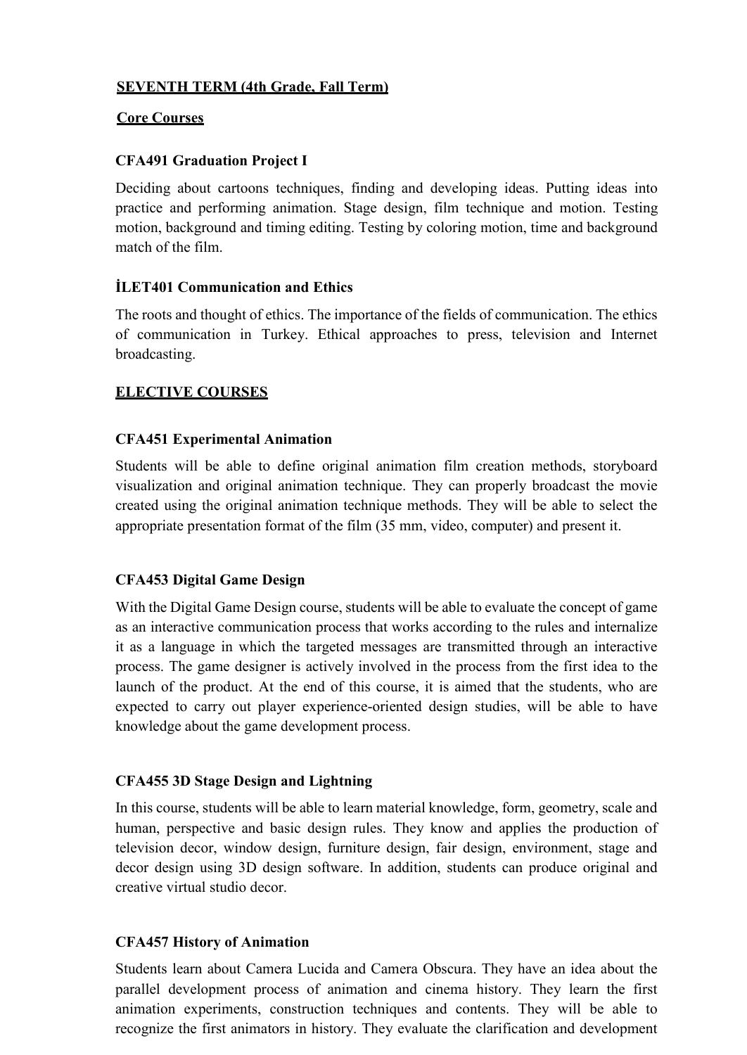## SEVENTH TERM (4th Grade, Fall Term)

### Core Courses

**CFA491 Graduation Project I**

Deciding about cartoons techniques, finding and developing ideas. Putting ideas into practice and performing animation. Stage design, film technique and motion. Testing motion, background and timing editing. Testing by coloring motion, time and background match of the film.

**İLET401 Communication and Ethics**

The roots and thought of ethics. The importance of the fields of communication. The ethics of communication in Turkey. Ethical approaches to press, television and Internet broadcasting.

### ELECTIVE COURSES

**CFA451 Experimental Animation**

Students will be able to define original animation film creation methods, storyboard visualization and original animation technique. They can properly broadcast the movie created using the original animation technique methods. They will be able to select the appropriate presentation format of the film (35 mm, video, computer) and present it.

**CFA453 Digital Game Design**

With the Digital Game Design course, students will be able to evaluate the concept of game as an interactive communication process that works according to the rules and internalize it as a language in which the targeted messages are transmitted through an interactive process. The game designer is actively involved in the process from the first idea to the launch of the product. At the end of this course, it is aimed that the students, who are expected to carry out player experience-oriented design studies, will be able to have knowledge about the game development process.

**CFA455 3D Stage Design and Lightning**

In this course, students will be able to learn material knowledge, form, geometry, scale and human, perspective and basic design rules. They know and applies the production of television decor, window design, furniture design, fair design, environment, stage and decor design using 3D design software. In addition, students can produce original and creative virtual studio decor.

**CFA457 History of Animation**

Students learn about Camera Lucida and Camera Obscura. They have an idea about the parallel development process of animation and cinema history. They learn the first animation experiments, construction techniques and contents. They will be able to recognize the first animators in history. They evaluate the clarification and development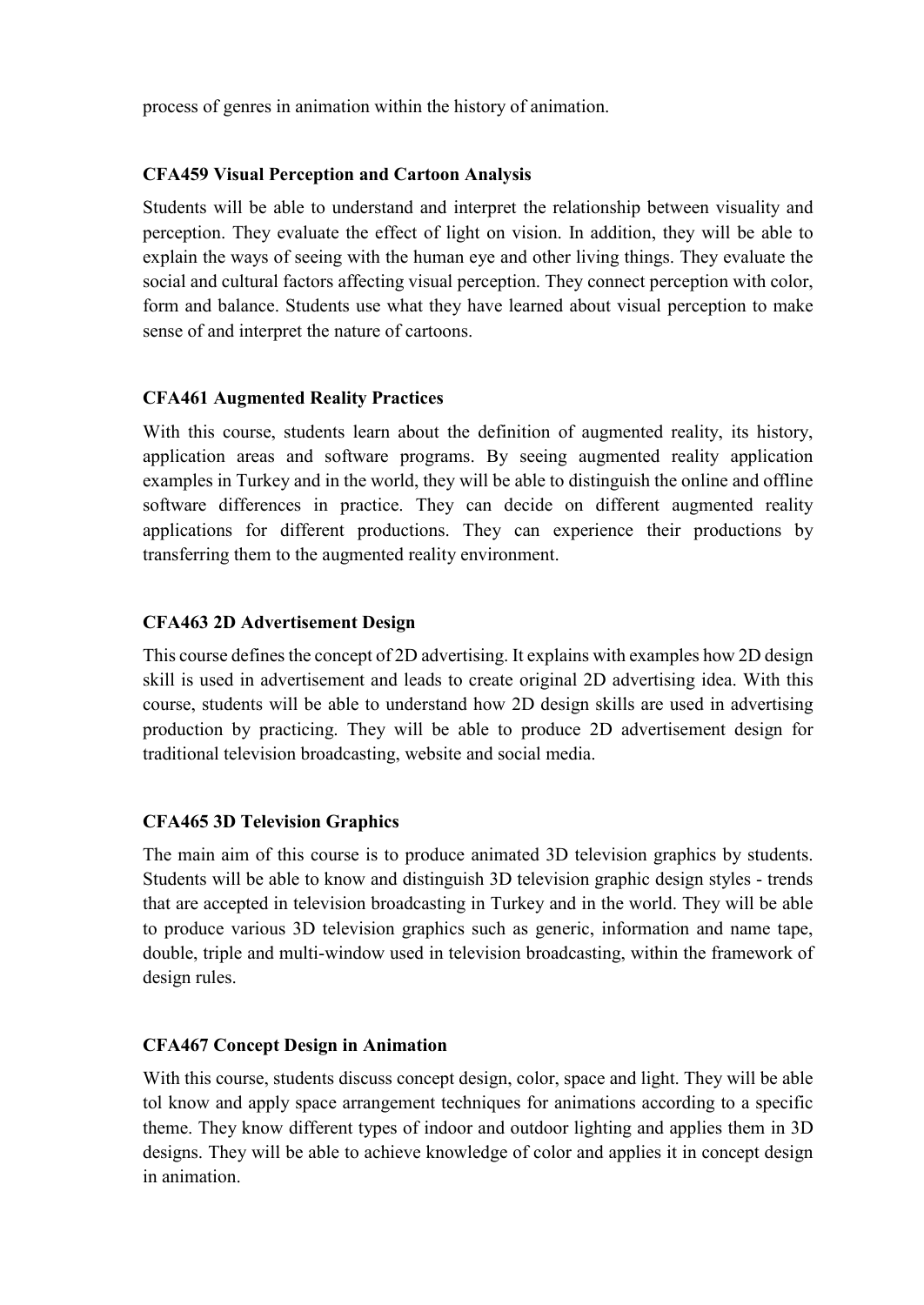process of genres in animation within the history of animation.

### CFA459 Visual Perception and Cartoon Analysis

Students will be able to understand and interpret the relationship between visuality and perception. They evaluate the effect of light on vision. In addition, they will be able to explain the ways of seeing with the human eye and other living things. They evaluate the social and cultural factors affecting visual perception. They connect perception with color, form and balance. Students use what they have learned about visual perception to make sense of and interpret the nature of cartoons.

### CFA461 Augmented Reality Practices

With this course, students learn about the definition of augmented reality, its history, application areas and software programs. By seeing augmented reality application examples in Turkey and in the world, they will be able to distinguish the online and offline software differences in practice. They can decide on different augmented reality applications for different productions. They can experience their productions by transferring them to the augmented reality environment.

### CFA463 2D Advertisement Design

This course defines the concept of 2D advertising. It explains with examples how 2D design skill is used in advertisement and leads to create original 2D advertising idea. With this course, students will be able to understand how 2D design skills are used in advertising production by practicing. They will be able to produce 2D advertisement design for traditional television broadcasting, website and social media.

### CFA465 3D Television Graphics

The main aim of this course is to produce animated 3D television graphics by students. Students will be able to know and distinguish 3D television graphic design styles - trends that are accepted in television broadcasting in Turkey and in the world. They will be able to produce various 3D television graphics such as generic, information and name tape, double, triple and multi-window used in television broadcasting, within the framework of design rules.

### CFA467 Concept Design in Animation

With this course, students discuss concept design, color, space and light. They will be able tol know and apply space arrangement techniques for animations according to a specific theme. They know different types of indoor and outdoor lighting and applies them in 3D designs. They will be able to achieve knowledge of color and applies it in concept design in animation.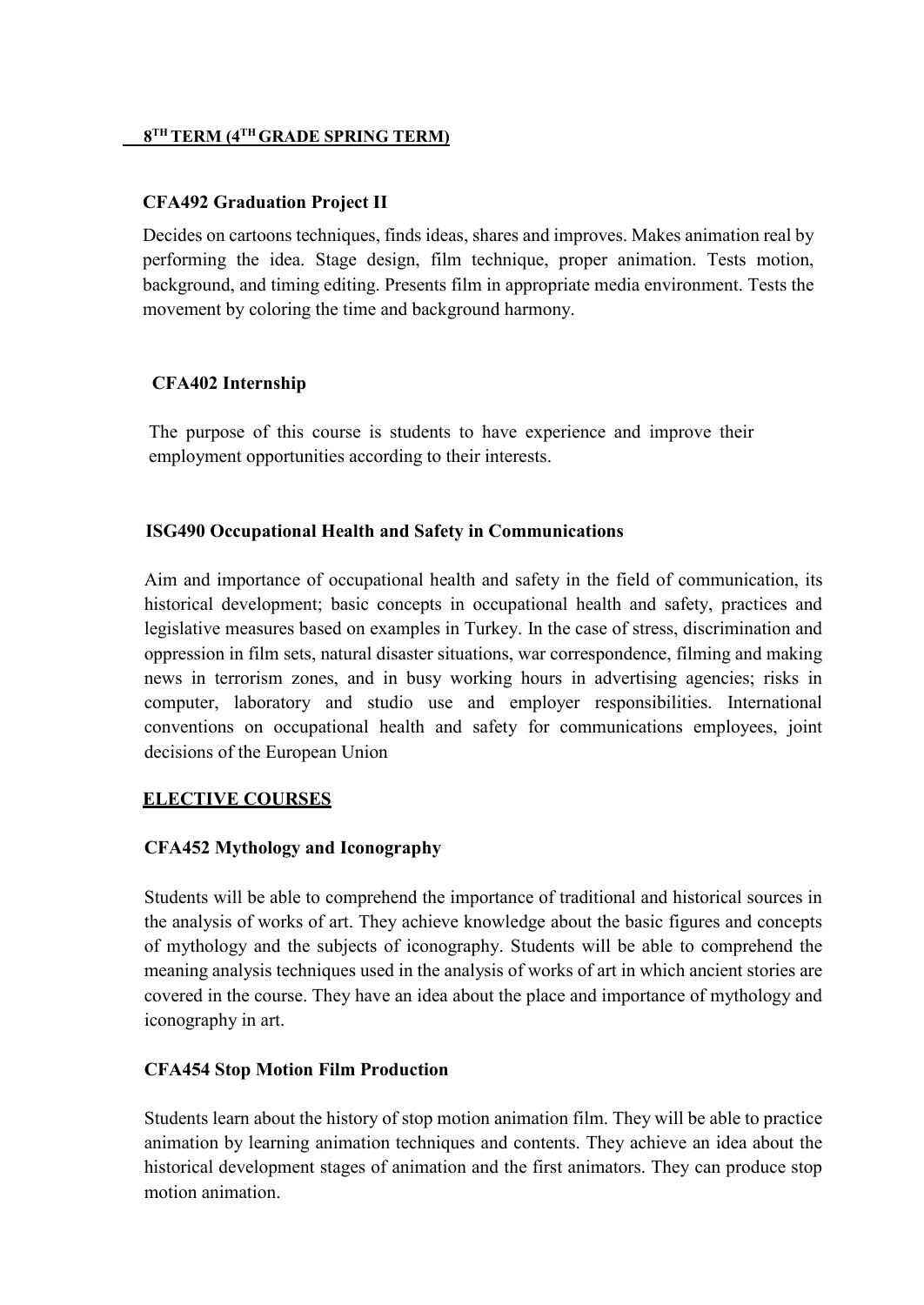## 8[TH] TERM (4[TH] GRADE SPRING TERM)

### CFA492 Graduation Project II

Decides on cartoons techniques, finds ideas, shares and improves. Makes animation real by performing the idea. Stage design, film technique, proper animation. Tests motion, background, and timing editing. Presents film in appropriate media environment. Tests the movement by coloring the time and background harmony.

### CFA402 Internship

The purpose of this course is students to have experience and improve their employment opportunities according to their interests.

### ISG490 Occupational Health and Safety in Communications

Aim and importance of occupational health and safety in the field of communication, its historical development; basic concepts in occupational health and safety, practices and legislative measures based on examples in Turkey. In the case of stress, discrimination and oppression in film sets, natural disaster situations, war correspondence, filming and making news in terrorism zones, and in busy working hours in advertising agencies; risks in computer, laboratory and studio use and employer responsibilities. International conventions on occupational health and safety for communications employees, joint decisions of the European Union

## ELECTIVE COURSES

### CFA452 Mythology and Iconography

Students will be able to comprehend the importance of traditional and historical sources in the analysis of works of art. They achieve knowledge about the basic figures and concepts of mythology and the subjects of iconography. Students will be able to comprehend the meaning analysis techniques used in the analysis of works of art in which ancient stories are covered in the course. They have an idea about the place and importance of mythology and iconography in art.

### CFA454 Stop Motion Film Production

Students learn about the history of stop motion animation film. They will be able to practice animation by learning animation techniques and contents. They achieve an idea about the historical development stages of animation and the first animators. They can produce stop motion animation.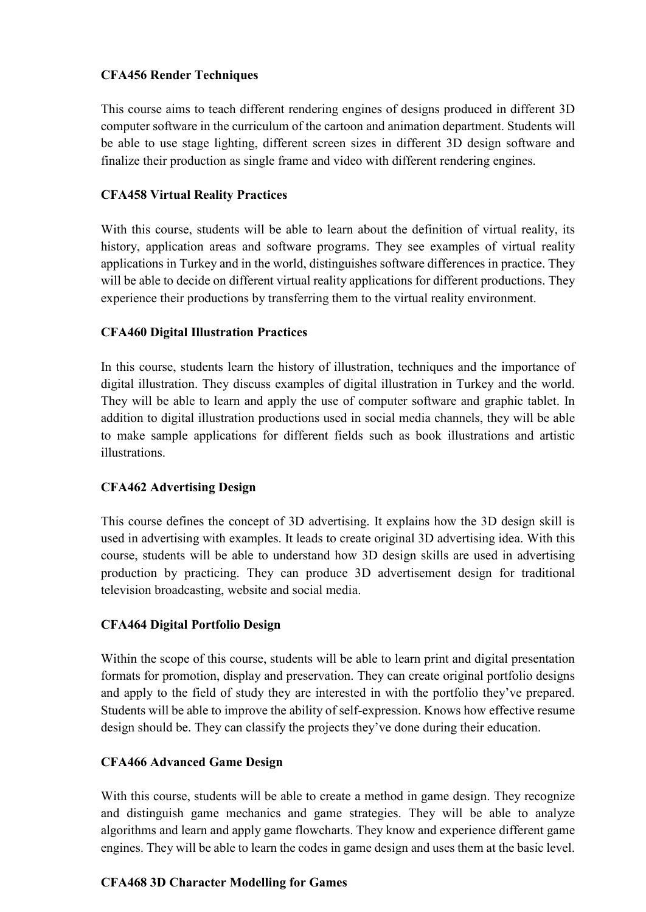**CFA456 Render Techniques**

This course aims to teach different rendering engines of designs produced in different 3D computer software in the curriculum of the cartoon and animation department. Students will be able to use stage lighting, different screen sizes in different 3D design software and finalize their production as single frame and video with different rendering engines.

**CFA458 Virtual Reality Practices**

With this course, students will be able to learn about the definition of virtual reality, its history, application areas and software programs. They see examples of virtual reality applications in Turkey and in the world, distinguishes software differences in practice. They will be able to decide on different virtual reality applications for different productions. They experience their productions by transferring them to the virtual reality environment.

**CFA460 Digital Illustration Practices**

In this course, students learn the history of illustration, techniques and the importance of digital illustration. They discuss examples of digital illustration in Turkey and the world. They will be able to learn and apply the use of computer software and graphic tablet. In addition to digital illustration productions used in social media channels, they will be able to make sample applications for different fields such as book illustrations and artistic illustrations.

**CFA462 Advertising Design**

This course defines the concept of 3D advertising. It explains how the 3D design skill is used in advertising with examples. It leads to create original 3D advertising idea. With this course, students will be able to understand how 3D design skills are used in advertising production by practicing. They can produce 3D advertisement design for traditional television broadcasting, website and social media.

**CFA464 Digital Portfolio Design**

Within the scope of this course, students will be able to learn print and digital presentation formats for promotion, display and preservation. They can create original portfolio designs and apply to the field of study they are interested in with the portfolio they've prepared. Students will be able to improve the ability of self-expression. Knows how effective resume design should be. They can classify the projects they've done during their education.

**CFA466 Advanced Game Design**

With this course, students will be able to create a method in game design. They recognize and distinguish game mechanics and game strategies. They will be able to analyze algorithms and learn and apply game flowcharts. They know and experience different game engines. They will be able to learn the codes in game design and uses them at the basic level.

**CFA468 3D Character Modelling for Games**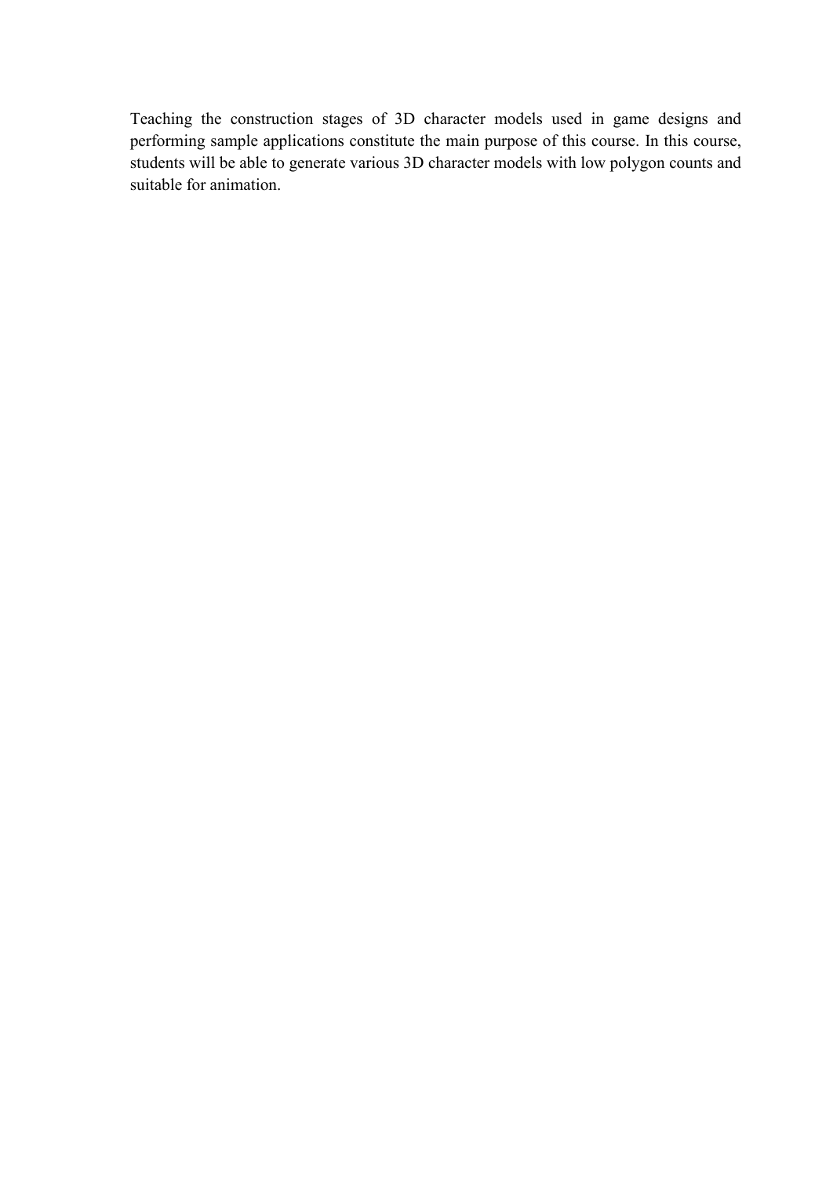Teaching the construction stages of 3D character models used in game designs and performing sample applications constitute the main purpose of this course. In this course, students will be able to generate various 3D character models with low polygon counts and suitable for animation.